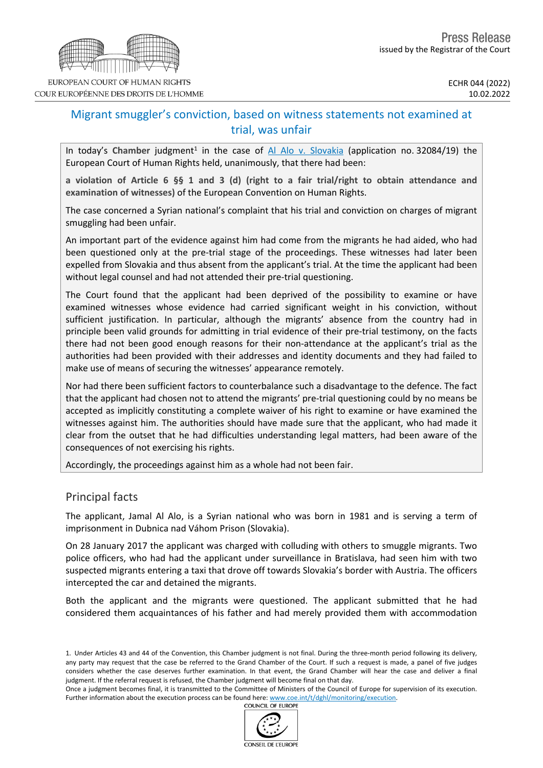EUROPEAN COURT OF HUMAN RIGHTS
COUR EUROPÉENNE DES DROITS DE L'HOMME

Press Release
issued by the Registrar of the Court

ECHR 044 (2022)
10.02.2022

# Migrant smuggler's conviction, based on witness statements not examined at trial, was unfair

In today's **Chamber** judgment[1] in the case of Al Alo v. Slovakia (application no. 32084/19) the European Court of Human Rights held, unanimously, that there had been:

**a violation of Article 6 §§ 1 and 3 (d) (right to a fair trial/right to obtain attendance and examination of witnesses)** of the European Convention on Human Rights.

The case concerned a Syrian national's complaint that his trial and conviction on charges of migrant smuggling had been unfair.

An important part of the evidence against him had come from the migrants he had aided, who had been questioned only at the pre-trial stage of the proceedings. These witnesses had later been expelled from Slovakia and thus absent from the applicant's trial. At the time the applicant had been without legal counsel and had not attended their pre-trial questioning.

The Court found that the applicant had been deprived of the possibility to examine or have examined witnesses whose evidence had carried significant weight in his conviction, without sufficient justification. In particular, although the migrants' absence from the country had in principle been valid grounds for admitting in trial evidence of their pre-trial testimony, on the facts there had not been good enough reasons for their non-attendance at the applicant's trial as the authorities had been provided with their addresses and identity documents and they had failed to make use of means of securing the witnesses' appearance remotely.

Nor had there been sufficient factors to counterbalance such a disadvantage to the defence. The fact that the applicant had chosen not to attend the migrants' pre-trial questioning could by no means be accepted as implicitly constituting a complete waiver of his right to examine or have examined the witnesses against him. The authorities should have made sure that the applicant, who had made it clear from the outset that he had difficulties understanding legal matters, had been aware of the consequences of not exercising his rights.

Accordingly, the proceedings against him as a whole had not been fair.

## Principal facts

The applicant, Jamal Al Alo, is a Syrian national who was born in 1981 and is serving a term of imprisonment in Dubnica nad Váhom Prison (Slovakia).

On 28 January 2017 the applicant was charged with colluding with others to smuggle migrants. Two police officers, who had had the applicant under surveillance in Bratislava, had seen him with two suspected migrants entering a taxi that drove off towards Slovakia's border with Austria. The officers intercepted the car and detained the migrants.

Both the applicant and the migrants were questioned. The applicant submitted that he had considered them acquaintances of his father and had merely provided them with accommodation

1. Under Articles 43 and 44 of the Convention, this Chamber judgment is not final. During the three-month period following its delivery, any party may request that the case be referred to the Grand Chamber of the Court. If such a request is made, a panel of five judges considers whether the case deserves further examination. In that event, the Grand Chamber will hear the case and deliver a final judgment. If the referral request is refused, the Chamber judgment will become final on that day.
Once a judgment becomes final, it is transmitted to the Committee of Ministers of the Council of Europe for supervision of its execution. Further information about the execution process can be found here: www.coe.int/t/dghl/monitoring/execution.

COUNCIL OF EUROPE
CONSEIL DE L'EUROPE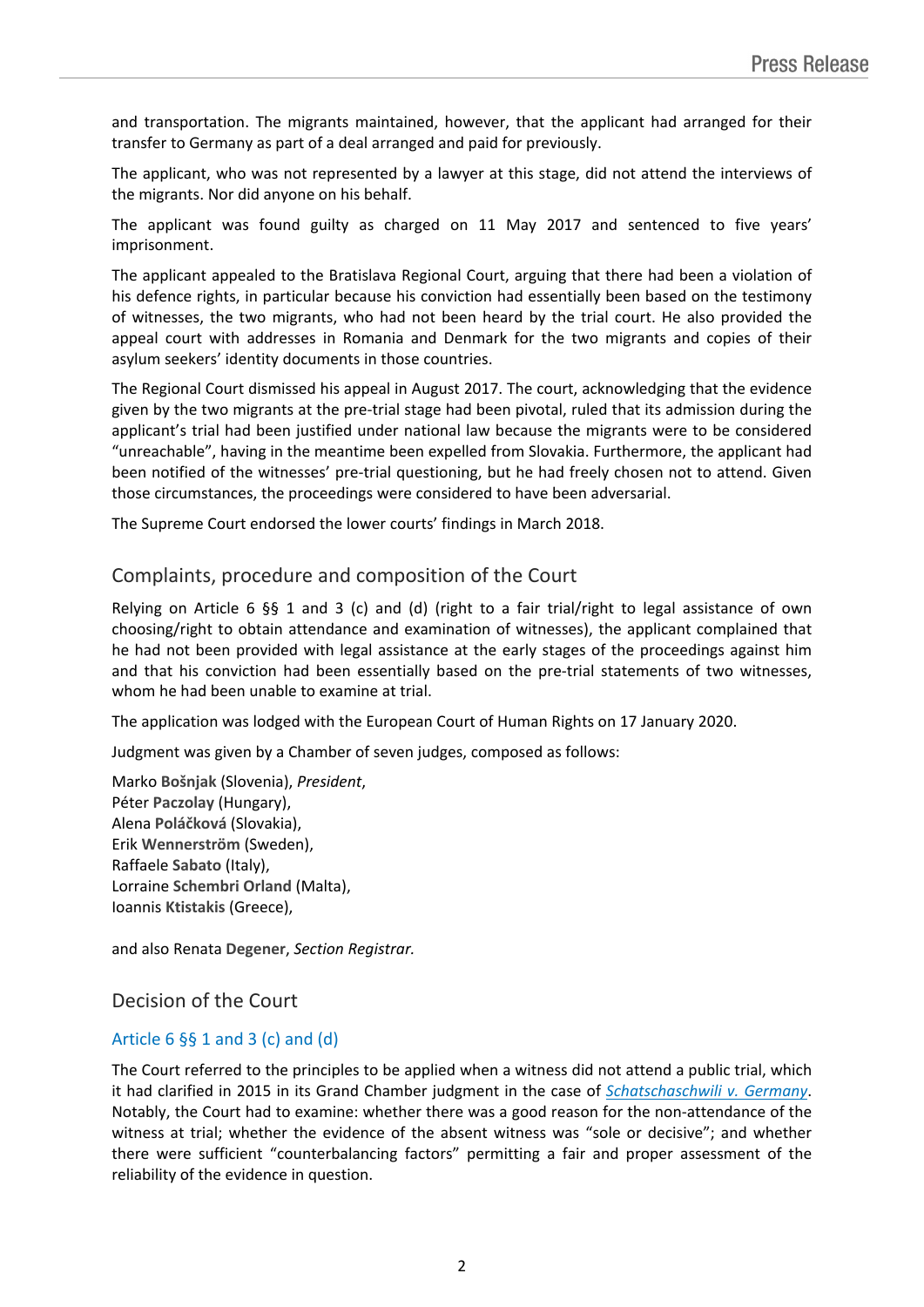and transportation. The migrants maintained, however, that the applicant had arranged for their transfer to Germany as part of a deal arranged and paid for previously.

The applicant, who was not represented by a lawyer at this stage, did not attend the interviews of the migrants. Nor did anyone on his behalf.

The applicant was found guilty as charged on 11 May 2017 and sentenced to five years' imprisonment.

The applicant appealed to the Bratislava Regional Court, arguing that there had been a violation of his defence rights, in particular because his conviction had essentially been based on the testimony of witnesses, the two migrants, who had not been heard by the trial court. He also provided the appeal court with addresses in Romania and Denmark for the two migrants and copies of their asylum seekers' identity documents in those countries.

The Regional Court dismissed his appeal in August 2017. The court, acknowledging that the evidence given by the two migrants at the pre-trial stage had been pivotal, ruled that its admission during the applicant's trial had been justified under national law because the migrants were to be considered "unreachable", having in the meantime been expelled from Slovakia. Furthermore, the applicant had been notified of the witnesses' pre-trial questioning, but he had freely chosen not to attend. Given those circumstances, the proceedings were considered to have been adversarial.

The Supreme Court endorsed the lower courts' findings in March 2018.

## Complaints, procedure and composition of the Court

Relying on Article 6 §§ 1 and 3 (c) and (d) (right to a fair trial/right to legal assistance of own choosing/right to obtain attendance and examination of witnesses), the applicant complained that he had not been provided with legal assistance at the early stages of the proceedings against him and that his conviction had been essentially based on the pre-trial statements of two witnesses, whom he had been unable to examine at trial.

The application was lodged with the European Court of Human Rights on 17 January 2020.

Judgment was given by a Chamber of seven judges, composed as follows:

Marko **Bošnjak** (Slovenia), *President*,
Péter **Paczolay** (Hungary),
Alena **Poláčková** (Slovakia),
Erik **Wennerström** (Sweden),
Raffaele **Sabato** (Italy),
Lorraine **Schembri Orland** (Malta),
Ioannis **Ktistakis** (Greece),

and also Renata **Degener**, *Section Registrar.*

## Decision of the Court

### Article 6 §§ 1 and 3 (c) and (d)

The Court referred to the principles to be applied when a witness did not attend a public trial, which it had clarified in 2015 in its Grand Chamber judgment in the case of *Schatschaschwili v. Germany*. Notably, the Court had to examine: whether there was a good reason for the non-attendance of the witness at trial; whether the evidence of the absent witness was "sole or decisive"; and whether there were sufficient "counterbalancing factors" permitting a fair and proper assessment of the reliability of the evidence in question.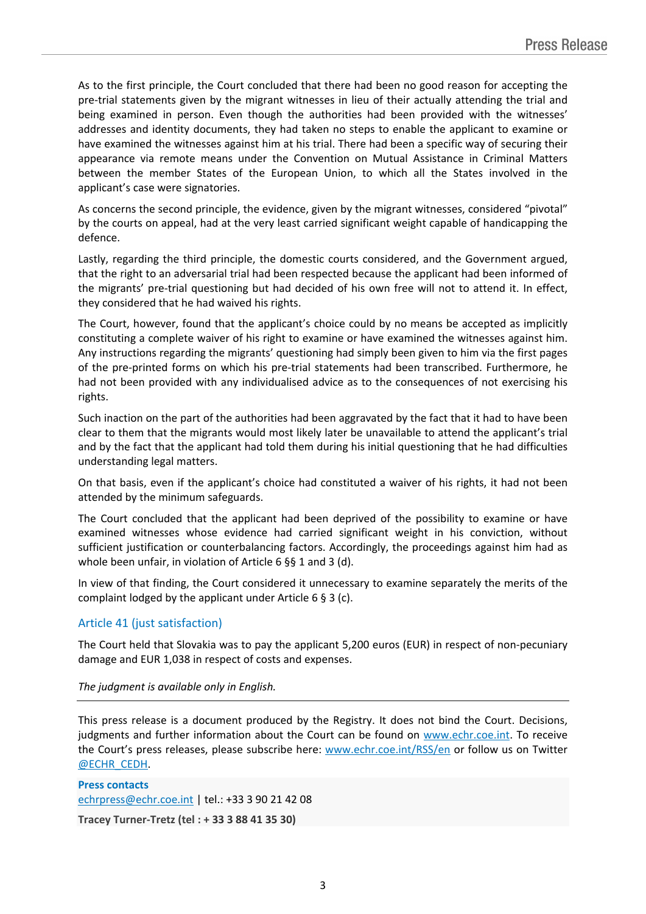As to the first principle, the Court concluded that there had been no good reason for accepting the pre-trial statements given by the migrant witnesses in lieu of their actually attending the trial and being examined in person. Even though the authorities had been provided with the witnesses' addresses and identity documents, they had taken no steps to enable the applicant to examine or have examined the witnesses against him at his trial. There had been a specific way of securing their appearance via remote means under the Convention on Mutual Assistance in Criminal Matters between the member States of the European Union, to which all the States involved in the applicant's case were signatories.

As concerns the second principle, the evidence, given by the migrant witnesses, considered "pivotal" by the courts on appeal, had at the very least carried significant weight capable of handicapping the defence.

Lastly, regarding the third principle, the domestic courts considered, and the Government argued, that the right to an adversarial trial had been respected because the applicant had been informed of the migrants' pre-trial questioning but had decided of his own free will not to attend it. In effect, they considered that he had waived his rights.

The Court, however, found that the applicant's choice could by no means be accepted as implicitly constituting a complete waiver of his right to examine or have examined the witnesses against him. Any instructions regarding the migrants' questioning had simply been given to him via the first pages of the pre-printed forms on which his pre-trial statements had been transcribed. Furthermore, he had not been provided with any individualised advice as to the consequences of not exercising his rights.

Such inaction on the part of the authorities had been aggravated by the fact that it had to have been clear to them that the migrants would most likely later be unavailable to attend the applicant's trial and by the fact that the applicant had told them during his initial questioning that he had difficulties understanding legal matters.

On that basis, even if the applicant's choice had constituted a waiver of his rights, it had not been attended by the minimum safeguards.

The Court concluded that the applicant had been deprived of the possibility to examine or have examined witnesses whose evidence had carried significant weight in his conviction, without sufficient justification or counterbalancing factors. Accordingly, the proceedings against him had as whole been unfair, in violation of Article 6 §§ 1 and 3 (d).

In view of that finding, the Court considered it unnecessary to examine separately the merits of the complaint lodged by the applicant under Article 6 § 3 (c).

## Article 41 (just satisfaction)

The Court held that Slovakia was to pay the applicant 5,200 euros (EUR) in respect of non-pecuniary damage and EUR 1,038 in respect of costs and expenses.

*The judgment is available only in English.*

---

This press release is a document produced by the Registry. It does not bind the Court. Decisions, judgments and further information about the Court can be found on www.echr.coe.int. To receive the Court's press releases, please subscribe here: www.echr.coe.int/RSS/en or follow us on Twitter @ECHR_CEDH.

**Press contacts**
echrpress@echr.coe.int | tel.: +33 3 90 21 42 08

**Tracey Turner-Tretz (tel : + 33 3 88 41 35 30)**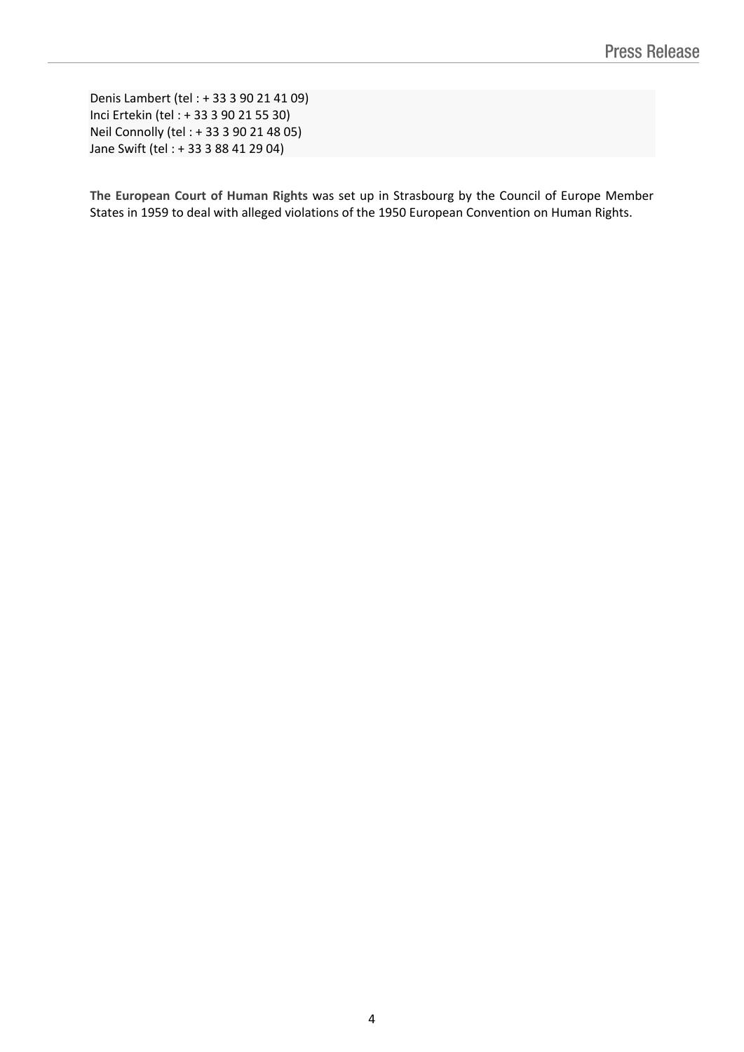Denis Lambert (tel : + 33 3 90 21 41 09)
Inci Ertekin (tel : + 33 3 90 21 55 30)
Neil Connolly (tel : + 33 3 90 21 48 05)
Jane Swift (tel : + 33 3 88 41 29 04)

**The European Court of Human Rights** was set up in Strasbourg by the Council of Europe Member States in 1959 to deal with alleged violations of the 1950 European Convention on Human Rights.